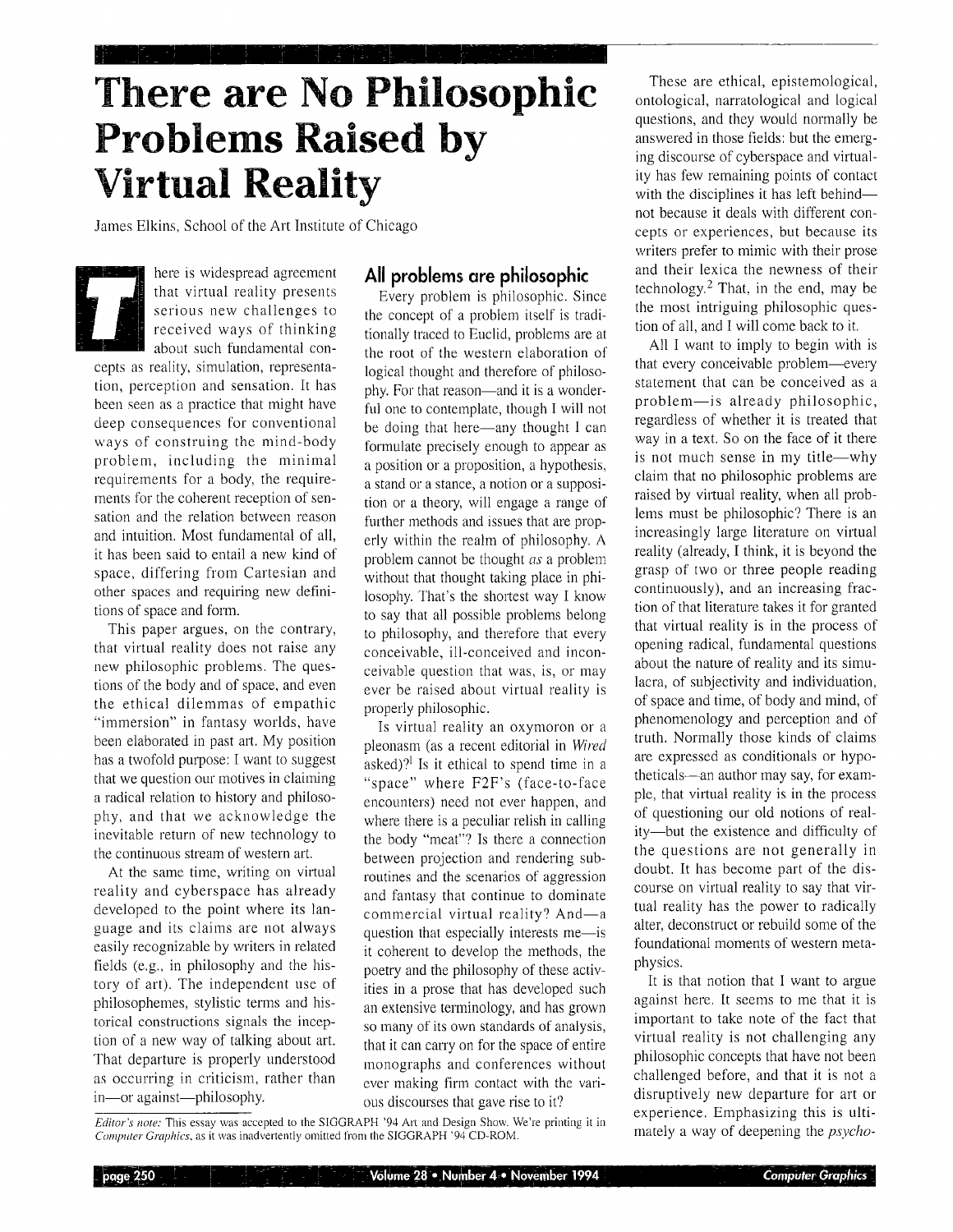# There are No Philosophic Problems Raised by Virtual Reality

James Elkins, School of the Art Institute of Chicago

There is widespread agreement that virtual reality presents serious new challenges to received ways of thinking about such fundamental concepts as reality, simulation, representation, perception and sensation. It has been seen as a practice that might have deep consequences for conventional ways of construing the mind-body problem, including the minimal requirements for a body, the requirements for the coherent reception of sensation and the relation between reason and intuition. Most fundamental of all, it has been said to entail a new kind of space, differing from Cartesian and other spaces and requiring new definitions of space and form.

This paper argues, on the contrary, that virtual reality does not raise any new philosophic problems. The questions of the body and of space, and even the ethical dilemmas of empathic "immersion" in fantasy worlds, have been elaborated in past art. My position has a twofold purpose: I want to suggest that we question our motives in claiming a radical relation to history and philosophy, and that we acknowledge the inevitable return of new technology to the continuous stream of western art.

At the same time, writing on virtual reality and cyberspace has already developed to the point where its language and its claims are not always easily recognizable by writers in related fields (e.g., in philosophy and the history of art). The independent use of philosophemes, stylistic terms and historical constructions signals the inception of a new way of talking about art. That departure is properly understood as occurring in criticism, rather than in—or against—philosophy.

## All problems are philosophic

Every problem is philosophic. Since the concept of a problem itself is traditionally traced to Euclid, problems are at the root of the western elaboration of logical thought and therefore of philosophy. For that reason—and it is a wonderful one to contemplate, though I will not be doing that here—any thought I can formulate precisely enough to appear as a position or a proposition, a hypothesis, a stand or a stance, a notion or a supposition or a theory, will engage a range of further methods and issues that are properly within the realm of philosophy. A problem cannot be thought *as* a problem without that thought taking place in philosophy. That's the shortest way I know to say that all possible problems belong to philosophy, and therefore that every conceivable, ill-conceived and inconceivable question that was, is, or may ever be raised about virtual reality is properly philosophic.

Is virtual reality an oxymoron or a pleonasm (as a recent editorial in *Wired* asked)?[1] Is it ethical to spend time in a "space" where F2F's (face-to-face encounters) need not ever happen, and where there is a peculiar relish in calling the body "meat"? Is there a connection between projection and rendering subroutines and the scenarios of aggression and fantasy that continue to dominate commercial virtual reality? And—a question that especially interests me—is it coherent to develop the methods, the poetry and the philosophy of these activities in a prose that has developed such an extensive terminology, and has grown so many of its own standards of analysis, that it can carry on for the space of entire monographs and conferences without ever making firm contact with the various discourses that gave rise to it?

These are ethical, epistemological, ontological, narratological and logical questions, and they would normally be answered in those fields: but the emerging discourse of cyberspace and virtuality has few remaining points of contact with the disciplines it has left behind—not because it deals with different concepts or experiences, but because its writers prefer to mimic with their prose and their lexica the newness of their technology.[2] That, in the end, may be the most intriguing philosophic question of all, and I will come back to it.

All I want to imply to begin with is that every conceivable problem—every statement that can be conceived as a problem—is already philosophic, regardless of whether it is treated that way in a text. So on the face of it there is not much sense in my title—why claim that no philosophic problems are raised by virtual reality, when all problems must be philosophic? There is an increasingly large literature on virtual reality (already, I think, it is beyond the grasp of two or three people reading continuously), and an increasing fraction of that literature takes it for granted that virtual reality is in the process of opening radical, fundamental questions about the nature of reality and its simulacra, of subjectivity and individuation, of space and time, of body and mind, of phenomenology and perception and of truth. Normally those kinds of claims are expressed as conditionals or hypotheticals—an author may say, for example, that virtual reality is in the process of questioning our old notions of reality—but the existence and difficulty of the questions are not generally in doubt. It has become part of the discourse on virtual reality to say that virtual reality has the power to radically alter, deconstruct or rebuild some of the foundational moments of western metaphysics.

It is that notion that I want to argue against here. It seems to me that it is important to take note of the fact that virtual reality is not challenging any philosophic concepts that have not been challenged before, and that it is not a disruptively new departure for art or experience. Emphasizing this is ultimately a way of deepening the *psycho-*

*Editor's note:* This essay was accepted to the SIGGRAPH '94 Art and Design Show. We're printing it in *Computer Graphics*, as it was inadvertently omitted from the SIGGRAPH '94 CD-ROM.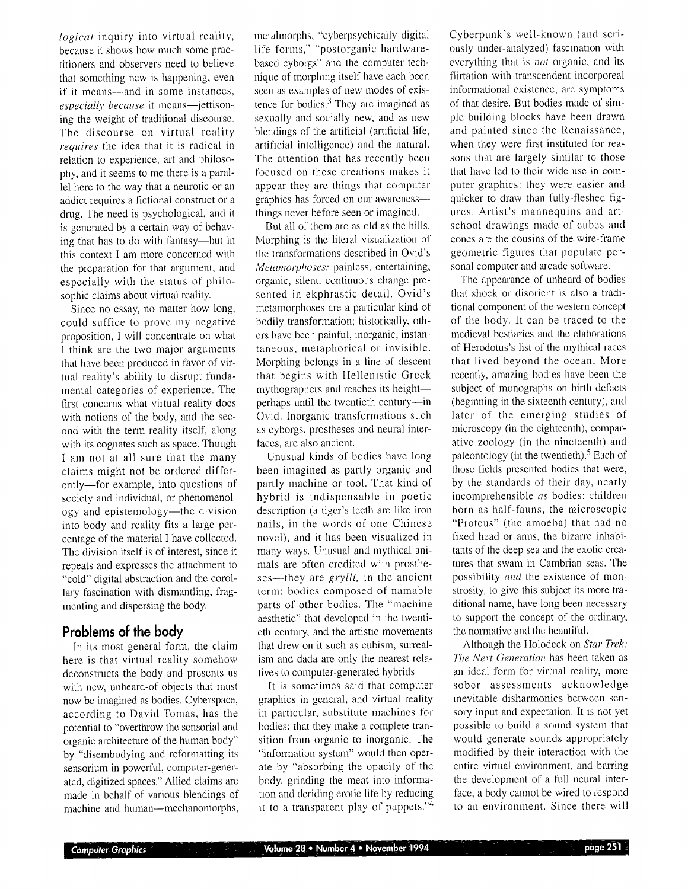*logical* inquiry into virtual reality, because it shows how much some practitioners and observers need to believe that something new is happening, even if it means—and in some instances, *especially because* it means—jettisoning the weight of traditional discourse. The discourse on virtual reality *requires* the idea that it is radical in relation to experience, art and philosophy, and it seems to me there is a parallel here to the way that a neurotic or an addict requires a fictional construct or a drug. The need is psychological, and it is generated by a certain way of behaving that has to do with fantasy—but in this context I am more concerned with the preparation for that argument, and especially with the status of philosophic claims about virtual reality.

Since no essay, no matter how long, could suffice to prove my negative proposition, I will concentrate on what I think are the two major arguments that have been produced in favor of virtual reality's ability to disrupt fundamental categories of experience. The first concerns what virtual reality does with notions of the body, and the second with the term reality itself, along with its cognates such as space. Though I am not at all sure that the many claims might not be ordered differently—for example, into questions of society and individual, or phenomenology and epistemology—the division into body and reality fits a large percentage of the material I have collected. The division itself is of interest, since it repeats and expresses the attachment to "cold" digital abstraction and the corollary fascination with dismantling, fragmenting and dispersing the body.

## Problems of the body

In its most general form, the claim here is that virtual reality somehow deconstructs the body and presents us with new, unheard-of objects that must now be imagined as bodies. Cyberspace, according to David Tomas, has the potential to "overthrow the sensorial and organic architecture of the human body" by "disembodying and reformatting its sensorium in powerful, computer-generated, digitized spaces." Allied claims are made in behalf of various blendings of machine and human—mechanomorphs, metalmorphs, "cyberpsychically digital life-forms," "postorganic hardware-based cyborgs" and the computer technique of morphing itself have each been seen as examples of new modes of existence for bodies.[3] They are imagined as sexually and socially new, and as new blendings of the artificial (artificial life, artificial intelligence) and the natural. The attention that has recently been focused on these creations makes it appear they are things that computer graphics has forced on our awareness—things never before seen or imagined.

But all of them are as old as the hills. Morphing is the literal visualization of the transformations described in Ovid's *Metamorphoses:* painless, entertaining, organic, silent, continuous change presented in ekphrastic detail. Ovid's metamorphoses are a particular kind of bodily transformation; historically, others have been painful, inorganic, instantaneous, metaphorical or invisible. Morphing belongs in a line of descent that begins with Hellenistic Greek mythographers and reaches its height—perhaps until the twentieth century—in Ovid. Inorganic transformations such as cyborgs, prostheses and neural interfaces, are also ancient.

Unusual kinds of bodies have long been imagined as partly organic and partly machine or tool. That kind of hybrid is indispensable in poetic description (a tiger's teeth are like iron nails, in the words of one Chinese novel), and it has been visualized in many ways. Unusual and mythical animals are often credited with prostheses—they are *grylli,* in the ancient term: bodies composed of namable parts of other bodies. The "machine aesthetic" that developed in the twentieth century, and the artistic movements that drew on it such as cubism, surrealism and dada are only the nearest relatives to computer-generated hybrids.

It is sometimes said that computer graphics in general, and virtual reality in particular, substitute machines for bodies: that they make a complete transition from organic to inorganic. The "information system" would then operate by "absorbing the opacity of the body, grinding the meat into information and deriding erotic life by reducing it to a transparent play of puppets."[4] Cyberpunk's well-known (and seriously under-analyzed) fascination with everything that is *not* organic, and its flirtation with transcendent incorporeal informational existence, are symptoms of that desire. But bodies made of simple building blocks have been drawn and painted since the Renaissance, when they were first instituted for reasons that are largely similar to those that have led to their wide use in computer graphics: they were easier and quicker to draw than fully-fleshed figures. Artist's mannequins and art-school drawings made of cubes and cones are the cousins of the wire-frame geometric figures that populate personal computer and arcade software.

The appearance of unheard-of bodies that shock or disorient is also a traditional component of the western concept of the body. It can be traced to the medieval bestiaries and the elaborations of Herodotus's list of the mythical races that lived beyond the ocean. More recently, amazing bodies have been the subject of monographs on birth defects (beginning in the sixteenth century), and later of the emerging studies of microscopy (in the eighteenth), comparative zoology (in the nineteenth) and paleontology (in the twentieth).[5] Each of those fields presented bodies that were, by the standards of their day, nearly incomprehensible *as* bodies: children born as half-fauns, the microscopic "Proteus" (the amoeba) that had no fixed head or anus, the bizarre inhabitants of the deep sea and the exotic creatures that swam in Cambrian seas. The possibility *and* the existence of monstrosity, to give this subject its more traditional name, have long been necessary to support the concept of the ordinary, the normative and the beautiful.

Although the Holodeck on *Star Trek: The Next Generation* has been taken as an ideal form for virtual reality, more sober assessments acknowledge inevitable disharmonies between sensory input and expectation. It is not yet possible to build a sound system that would generate sounds appropriately modified by their interaction with the entire virtual environment, and barring the development of a full neural interface, a body cannot be wired to respond to an environment. Since there will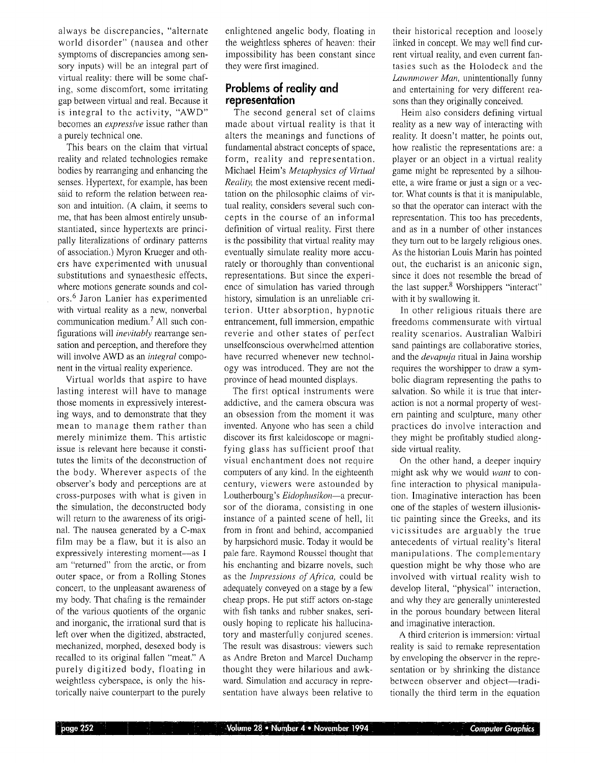always be discrepancies, "alternate world disorder" (nausea and other symptoms of discrepancies among sensory inputs) will be an integral part of virtual reality: there will be some chafing, some discomfort, some irritating gap between virtual and real. Because it is integral to the activity, "AWD" becomes an *expressive* issue rather than a purely technical one.

This bears on the claim that virtual reality and related technologies remake bodies by rearranging and enhancing the senses. Hypertext, for example, has been said to reform the relation between reason and intuition. (A claim, it seems to me, that has been almost entirely unsubstantiated, since hypertexts are principally literalizations of ordinary patterns of association.) Myron Krueger and others have experimented with unusual substitutions and synaesthesic effects, where motions generate sounds and colors.[6] Jaron Lanier has experimented with virtual reality as a new, nonverbal communication medium.[7] All such configurations will *inevitably* rearrange sensation and perception, and therefore they will involve AWD as an *integral* component in the virtual reality experience.

Virtual worlds that aspire to have lasting interest will have to manage those moments in expressively interesting ways, and to demonstrate that they mean to manage them rather than merely minimize them. This artistic issue is relevant here because it constitutes the limits of the deconstruction of the body. Wherever aspects of the observer's body and perceptions are at cross-purposes with what is given in the simulation, the deconstructed body will return to the awareness of its original. The nausea generated by a C-max film may be a flaw, but it is also an expressively interesting moment—as I am "returned" from the arctic, or from outer space, or from a Rolling Stones concert, to the unpleasant awareness of my body. That chafing is the remainder of the various quotients of the organic and inorganic, the irrational surd that is left over when the digitized, abstracted, mechanized, morphed, desexed body is recalled to its original fallen "meat." A purely digitized body, floating in weightless cyberspace, is only the historically naive counterpart to the purely enlightened angelic body, floating in the weightless spheres of heaven: their impossibility has been constant since they were first imagined.

## Problems of reality and representation

The second general set of claims made about virtual reality is that it alters the meanings and functions of fundamental abstract concepts of space, form, reality and representation. Michael Heim's *Metaphysics of Virtual Reality*, the most extensive recent meditation on the philosophic claims of virtual reality, considers several such concepts in the course of an informal definition of virtual reality. First there is the possibility that virtual reality may eventually simulate reality more accurately or thoroughly than conventional representations. But since the experience of simulation has varied through history, simulation is an unreliable criterion. Utter absorption, hypnotic entrancement, full immersion, empathic reverie and other states of perfect unselfconscious overwhelmed attention have recurred whenever new technology was introduced. They are not the province of head mounted displays.

The first optical instruments were addictive, and the camera obscura was an obsession from the moment it was invented. Anyone who has seen a child discover its first kaleidoscope or magnifying glass has sufficient proof that visual enchantment does not require computers of any kind. In the eighteenth century, viewers were astounded by Loutherbourg's *Eidophusikon*—a precursor of the diorama, consisting in one instance of a painted scene of hell, lit from in front and behind, accompanied by harpsichord music. Today it would be pale fare. Raymond Roussel thought that his enchanting and bizarre novels, such as the *Impressions of Africa*, could be adequately conveyed on a stage by a few cheap props. He put stiff actors on-stage with fish tanks and rubber snakes, seriously hoping to replicate his hallucinatory and masterfully conjured scenes. The result was disastrous: viewers such as Andre Breton and Marcel Duchamp thought they were hilarious and awkward. Simulation and accuracy in representation have always been relative to their historical reception and loosely linked in concept. We may well find current virtual reality, and even current fantasies such as the Holodeck and the *Lawnmower Man*, unintentionally funny and entertaining for very different reasons than they originally conceived.

Heim also considers defining virtual reality as a new way of interacting with reality. It doesn't matter, he points out, how realistic the representations are: a player or an object in a virtual reality game might be represented by a silhouette, a wire frame or just a sign or a vector. What counts is that it is manipulable, so that the operator can interact with the representation. This too has precedents, and as in a number of other instances they turn out to be largely religious ones. As the historian Louis Marin has pointed out, the eucharist is an aniconic sign, since it does not resemble the bread of the last supper.[8] Worshippers "interact" with it by swallowing it.

In other religious rituals there are freedoms commensurate with virtual reality scenarios. Australian Walbiri sand paintings are collaborative stories, and the *devapuja* ritual in Jaina worship requires the worshipper to draw a symbolic diagram representing the paths to salvation. So while it is true that interaction is not a normal property of western painting and sculpture, many other practices do involve interaction and they might be profitably studied alongside virtual reality.

On the other hand, a deeper inquiry might ask why we would *want* to confine interaction to physical manipulation. Imaginative interaction has been one of the staples of western illusionistic painting since the Greeks, and its vicissitudes are arguably the true antecedents of virtual reality's literal manipulations. The complementary question might be why those who are involved with virtual reality wish to develop literal, "physical" interaction, and why they are generally uninterested in the porous boundary between literal and imaginative interaction.

A third criterion is immersion: virtual reality is said to remake representation by enveloping the observer in the representation or by shrinking the distance between observer and object—traditionally the third term in the equation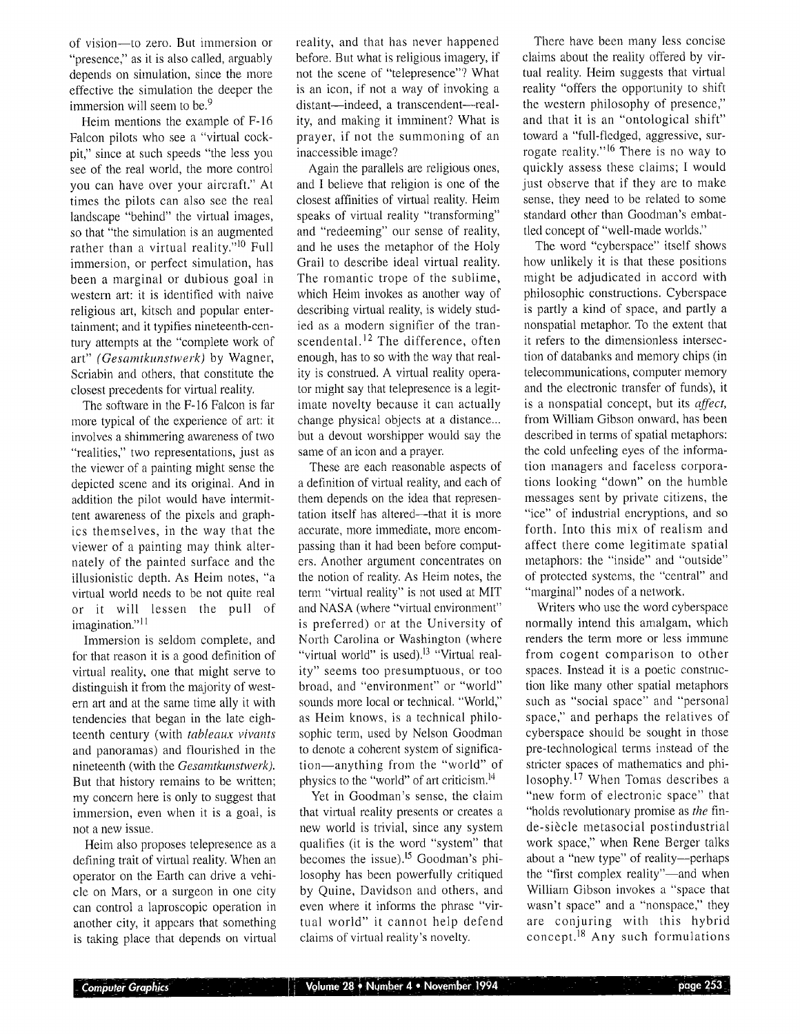of vision—to zero. But immersion or "presence," as it is also called, arguably depends on simulation, since the more effective the simulation the deeper the immersion will seem to be.[9]

Heim mentions the example of F-16 Falcon pilots who see a "virtual cockpit," since at such speeds "the less you see of the real world, the more control you can have over your aircraft." At times the pilots can also see the real landscape "behind" the virtual images, so that "the simulation is an augmented rather than a virtual reality."[10] Full immersion, or perfect simulation, has been a marginal or dubious goal in western art: it is identified with naive religious art, kitsch and popular entertainment; and it typifies nineteenth-century attempts at the "complete work of art" *(Gesamtkunstwerk)* by Wagner, Scriabin and others, that constitute the closest precedents for virtual reality.

The software in the F-16 Falcon is far more typical of the experience of art: it involves a shimmering awareness of two "realities," two representations, just as the viewer of a painting might sense the depicted scene and its original. And in addition the pilot would have intermittent awareness of the pixels and graphics themselves, in the way that the viewer of a painting may think alternately of the painted surface and the illusionistic depth. As Heim notes, "a virtual world needs to be not quite real or it will lessen the pull of imagination."[11]

Immersion is seldom complete, and for that reason it is a good definition of virtual reality, one that might serve to distinguish it from the majority of western art and at the same time ally it with tendencies that began in the late eighteenth century (with *tableaux vivants* and panoramas) and flourished in the nineteenth (with the *Gesamtkunstwerk*). But that history remains to be written; my concern here is only to suggest that immersion, even when it is a goal, is not a new issue.

Heim also proposes telepresence as a defining trait of virtual reality. When an operator on the Earth can drive a vehicle on Mars, or a surgeon in one city can control a laproscopic operation in another city, it appears that something is taking place that depends on virtual reality, and that has never happened before. But what is religious imagery, if not the scene of "telepresence"? What is an icon, if not a way of invoking a distant—indeed, a transcendent—reality, and making it imminent? What is prayer, if not the summoning of an inaccessible image?

Again the parallels are religious ones, and I believe that religion is one of the closest affinities of virtual reality. Heim speaks of virtual reality "transforming" and "redeeming" our sense of reality, and he uses the metaphor of the Holy Grail to describe ideal virtual reality. The romantic trope of the sublime, which Heim invokes as another way of describing virtual reality, is widely studied as a modern signifier of the transcendental.[12] The difference, often enough, has to so with the way that reality is construed. A virtual reality operator might say that telepresence is a legitimate novelty because it can actually change physical objects at a distance... but a devout worshipper would say the same of an icon and a prayer.

These are each reasonable aspects of a definition of virtual reality, and each of them depends on the idea that representation itself has altered—that it is more accurate, more immediate, more encompassing than it had been before computers. Another argument concentrates on the notion of reality. As Heim notes, the term "virtual reality" is not used at MIT and NASA (where "virtual environment" is preferred) or at the University of North Carolina or Washington (where "virtual world" is used).[13] "Virtual reality" seems too presumptuous, or too broad, and "environment" or "world" sounds more local or technical. "World," as Heim knows, is a technical philosophic term, used by Nelson Goodman to denote a coherent system of signification—anything from the "world" of physics to the "world" of art criticism.[14]

Yet in Goodman's sense, the claim that virtual reality presents or creates a new world is trivial, since any system qualifies (it is the word "system" that becomes the issue).[15] Goodman's philosophy has been powerfully critiqued by Quine, Davidson and others, and even where it informs the phrase "virtual world" it cannot help defend claims of virtual reality's novelty.

There have been many less concise claims about the reality offered by virtual reality. Heim suggests that virtual reality "offers the opportunity to shift the western philosophy of presence," and that it is an "ontological shift" toward a "full-fledged, aggressive, surrogate reality."[16] There is no way to quickly assess these claims; I would just observe that if they are to make sense, they need to be related to some standard other than Goodman's embattled concept of "well-made worlds."

The word "cyberspace" itself shows how unlikely it is that these positions might be adjudicated in accord with philosophic constructions. Cyberspace is partly a kind of space, and partly a nonspatial metaphor. To the extent that it refers to the dimensionless intersection of databanks and memory chips (in telecommunications, computer memory and the electronic transfer of funds), it is a nonspatial concept, but its *affect,* from William Gibson onward, has been described in terms of spatial metaphors: the cold unfeeling eyes of the information managers and faceless corporations looking "down" on the humble messages sent by private citizens, the "ice" of industrial encryptions, and so forth. Into this mix of realism and affect there come legitimate spatial metaphors: the "inside" and "outside" of protected systems, the "central" and "marginal" nodes of a network.

Writers who use the word cyberspace normally intend this amalgam, which renders the term more or less immune from cogent comparison to other spaces. Instead it is a poetic construction like many other spatial metaphors such as "social space" and "personal space," and perhaps the relatives of cyberspace should be sought in those pre-technological terms instead of the stricter spaces of mathematics and philosophy.[17] When Tomas describes a "new form of electronic space" that "holds revolutionary promise as *the* fin-de-siècle metasocial postindustrial work space," when Rene Berger talks about a "new type" of reality—perhaps the "first complex reality"—and when William Gibson invokes a "space that wasn't space" and a "nonspace," they are conjuring with this hybrid concept.[18] Any such formulations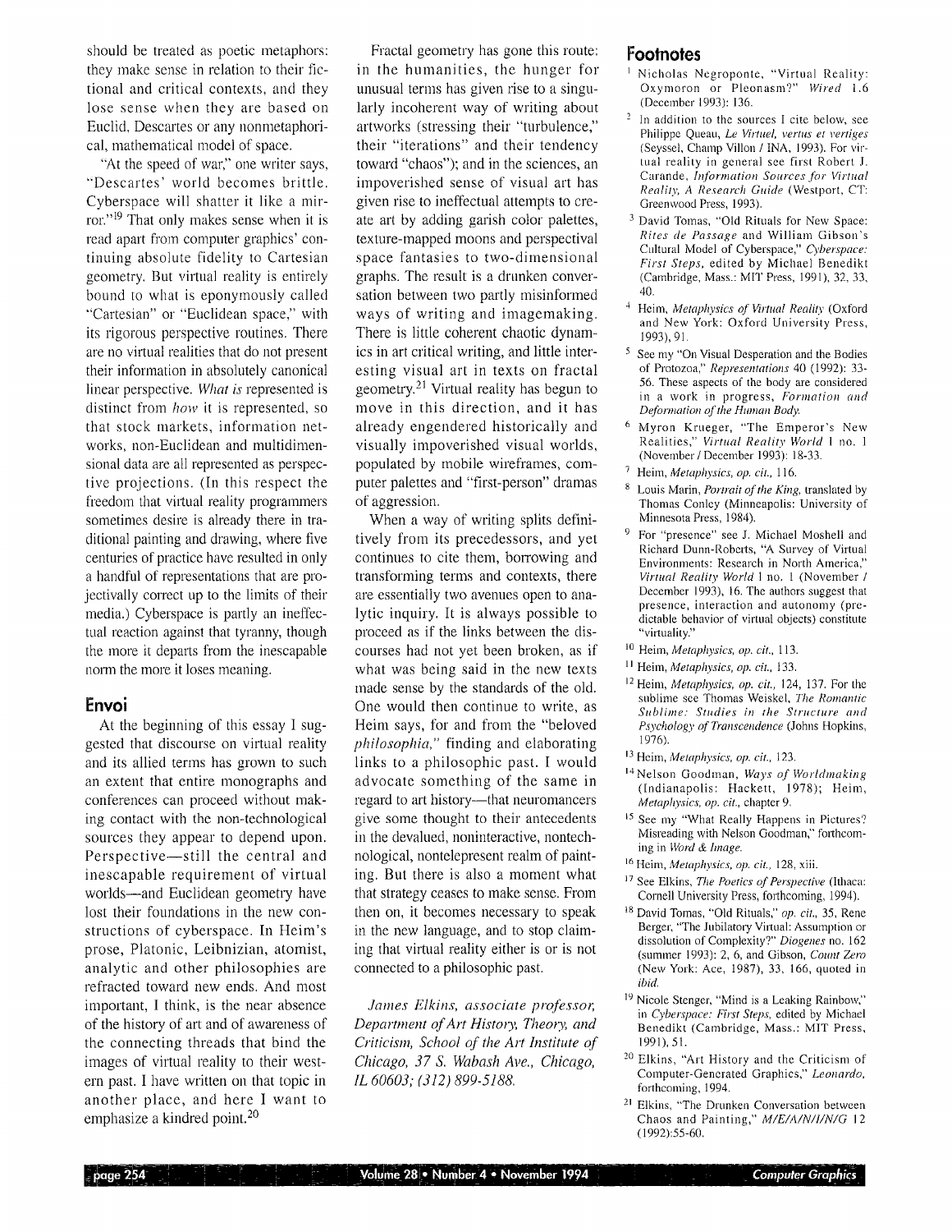should be treated as poetic metaphors: they make sense in relation to their fictional and critical contexts, and they lose sense when they are based on Euclid, Descartes or any nonmetaphorical, mathematical model of space.

"At the speed of war," one writer says, "Descartes' world becomes brittle. Cyberspace will shatter it like a mirror."[19] That only makes sense when it is read apart from computer graphics' continuing absolute fidelity to Cartesian geometry. But virtual reality is entirely bound to what is eponymously called "Cartesian" or "Euclidean space," with its rigorous perspective routines. There are no virtual realities that do not present their information in absolutely canonical linear perspective. *What is* represented is distinct from *how* it is represented, so that stock markets, information networks, non-Euclidean and multidimensional data are all represented as perspective projections. (In this respect the freedom that virtual reality programmers sometimes desire is already there in traditional painting and drawing, where five centuries of practice have resulted in only a handful of representations that are projectively correct up to the limits of their media.) Cyberspace is partly an ineffectual reaction against that tyranny, though the more it departs from the inescapable norm the more it loses meaning.

## Envoi

At the beginning of this essay I suggested that discourse on virtual reality and its allied terms has grown to such an extent that entire monographs and conferences can proceed without making contact with the non-technological sources they appear to depend upon. Perspective—still the central and inescapable requirement of virtual worlds—and Euclidean geometry have lost their foundations in the new constructions of cyberspace. In Heim's prose, Platonic, Leibnizian, atomist, analytic and other philosophies are refracted toward new ends. And most important, I think, is the near absence of the history of art and of awareness of the connecting threads that bind the images of virtual reality to their western past. I have written on that topic in another place, and here I want to emphasize a kindred point.[20]

Fractal geometry has gone this route: in the humanities, the hunger for unusual terms has given rise to a singularly incoherent way of writing about artworks (stressing their "turbulence," their "iterations" and their tendency toward "chaos"); and in the sciences, an impoverished sense of visual art has given rise to ineffectual attempts to create art by adding garish color palettes, texture-mapped moons and perspectival space fantasies to two-dimensional graphs. The result is a drunken conversation between two partly misinformed ways of writing and imagemaking. There is little coherent chaotic dynamics in art critical writing, and little interesting visual art in texts on fractal geometry.[21] Virtual reality has begun to move in this direction, and it has already engendered historically and visually impoverished visual worlds, populated by mobile wireframes, computer palettes and "first-person" dramas of aggression.

When a way of writing splits definitively from its precedessors, and yet continues to cite them, borrowing and transforming terms and contexts, there are essentially two avenues open to analytic inquiry. It is always possible to proceed as if the links between the discourses had not yet been broken, as if what was being said in the new texts made sense by the standards of the old. One would then continue to write, as Heim says, for and from the "beloved *philosophia*," finding and elaborating links to a philosophic past. I would advocate something of the same in regard to art history—that neuromancers give some thought to their antecedents in the devalued, noninteractive, nontechnological, nontelepresent realm of painting. But there is also a moment what that strategy ceases to make sense. From then on, it becomes necessary to speak in the new language, and to stop claiming that virtual reality either is or is not connected to a philosophic past.

*James Elkins, associate professor, Department of Art History, Theory, and Criticism, School of the Art Institute of Chicago, 37 S. Wabash Ave., Chicago, IL 60603; (312) 899-5188.*

## Footnotes

1. Nicholas Negroponte, "Virtual Reality: Oxymoron or Pleonasm?" *Wired* 1.6 (December 1993): 136.
2. In addition to the sources I cite below, see Philippe Queau, *Le Virtuel, vertus et vertiges* (Seyssel, Champ Villon / INA, 1993). For virtual reality in general see first Robert J. Carande, *Information Sources for Virtual Reality, A Research Guide* (Westport, CT: Greenwood Press, 1993).
3. David Tomas, "Old Rituals for New Space: *Rites de Passage* and William Gibson's Cultural Model of Cyberspace," *Cyberspace: First Steps*, edited by Michael Benedikt (Cambridge, Mass.: MIT Press, 1991), 32, 33, 40.
4. Heim, *Metaphysics of Virtual Reality* (Oxford and New York: Oxford University Press, 1993), 91.
5. See my "On Visual Desperation and the Bodies of Protozoa," *Representations* 40 (1992): 33-56. These aspects of the body are considered in a work in progress, *Formation and Deformation of the Human Body.*
6. Myron Krueger, "The Emperor's New Realities," *Virtual Reality World* 1 no. 1 (November / December 1993): 18-33.
7. Heim, *Metaphysics, op. cit.*, 116.
8. Louis Marin, *Portrait of the King*, translated by Thomas Conley (Minneapolis: University of Minnesota Press, 1984).
9. For "presence" see J. Michael Moshell and Richard Dunn-Roberts, "A Survey of Virtual Environments: Research in North America," *Virtual Reality World* 1 no. 1 (November / December 1993), 16. The authors suggest that presence, interaction and autonomy (predictable behavior of virtual objects) constitute "virtuality."
10. Heim, *Metaphysics, op. cit.*, 113.
11. Heim, *Metaphysics, op. cit.*, 133.
12. Heim, *Metaphysics, op. cit.*, 124, 137. For the sublime see Thomas Weiskel, *The Romantic Sublime: Studies in the Structure and Psychology of Transcendence* (Johns Hopkins, 1976).
13. Heim, *Metaphysics, op. cit.*, 123.
14. Nelson Goodman, *Ways of Worldmaking* (Indianapolis: Hackett, 1978); Heim, *Metaphysics, op. cit.*, chapter 9.
15. See my "What Really Happens in Pictures? Misreading with Nelson Goodman," forthcoming in *Word & Image.*
16. Heim, *Metaphysics, op. cit.*, 128, xiii.
17. See Elkins, *The Poetics of Perspective* (Ithaca: Cornell University Press, forthcoming, 1994).
18. David Tomas, "Old Rituals," *op. cit.*, 35, Rene Berger, "The Jubilatory Virtual: Assumption or dissolution of Complexity?" *Diogenes* no. 162 (summer 1993): 2, 6, and Gibson, *Count Zero* (New York: Ace, 1987), 33, 166, quoted in *ibid.*
19. Nicole Stenger, "Mind is a Leaking Rainbow," in *Cyberspace: First Steps*, edited by Michael Benedikt (Cambridge, Mass.: MIT Press, 1991), 51.
20. Elkins, "Art History and the Criticism of Computer-Generated Graphics," *Leonardo*, forthcoming, 1994.
21. Elkins, "The Drunken Conversation between Chaos and Painting," *M/E/A/N/I/N/G* 12 (1992):55-60.